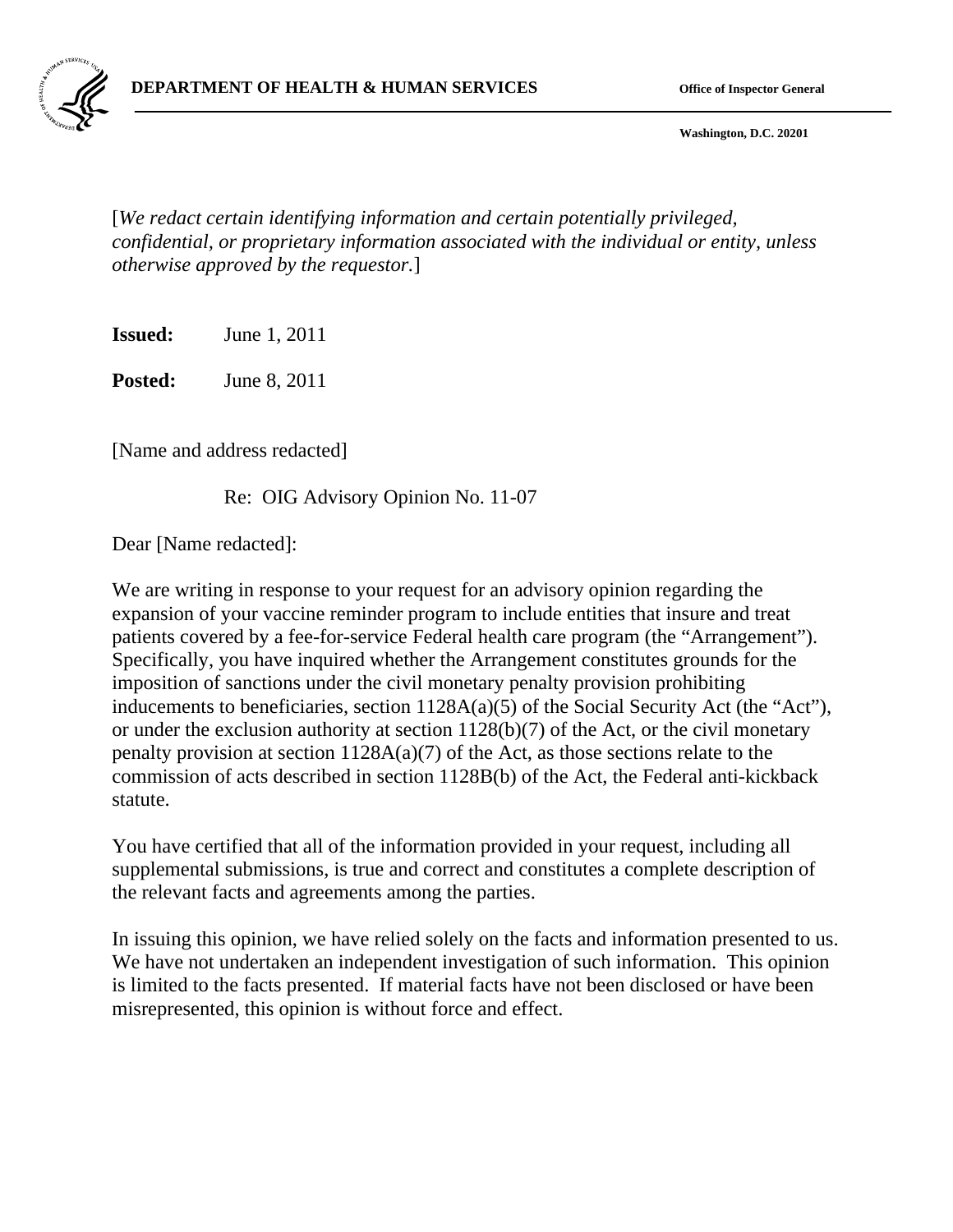**DEPARTMENT OF HEALTH & HUMAN SERVICES** **Office of Inspector General**

**Washington, D.C. 20201**

[*We redact certain identifying information and certain potentially privileged, confidential, or proprietary information associated with the individual or entity, unless otherwise approved by the requestor.*]

**Issued:** June 1, 2011

**Posted:** June 8, 2011

[Name and address redacted]

Re: OIG Advisory Opinion No. 11-07

Dear [Name redacted]:

We are writing in response to your request for an advisory opinion regarding the expansion of your vaccine reminder program to include entities that insure and treat patients covered by a fee-for-service Federal health care program (the "Arrangement"). Specifically, you have inquired whether the Arrangement constitutes grounds for the imposition of sanctions under the civil monetary penalty provision prohibiting inducements to beneficiaries, section 1128A(a)(5) of the Social Security Act (the "Act"), or under the exclusion authority at section 1128(b)(7) of the Act, or the civil monetary penalty provision at section 1128A(a)(7) of the Act, as those sections relate to the commission of acts described in section 1128B(b) of the Act, the Federal anti-kickback statute.

You have certified that all of the information provided in your request, including all supplemental submissions, is true and correct and constitutes a complete description of the relevant facts and agreements among the parties.

In issuing this opinion, we have relied solely on the facts and information presented to us. We have not undertaken an independent investigation of such information. This opinion is limited to the facts presented. If material facts have not been disclosed or have been misrepresented, this opinion is without force and effect.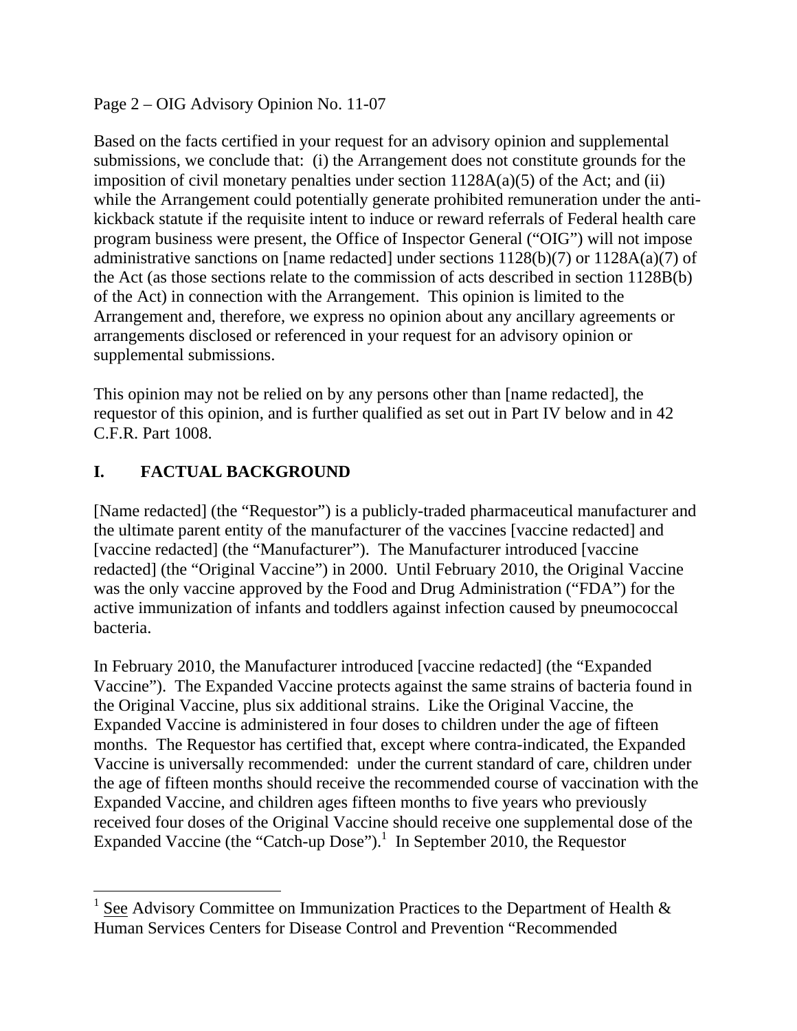Based on the facts certified in your request for an advisory opinion and supplemental submissions, we conclude that: (i) the Arrangement does not constitute grounds for the imposition of civil monetary penalties under section 1128A(a)(5) of the Act; and (ii) while the Arrangement could potentially generate prohibited remuneration under the anti-kickback statute if the requisite intent to induce or reward referrals of Federal health care program business were present, the Office of Inspector General ("OIG") will not impose administrative sanctions on [name redacted] under sections 1128(b)(7) or 1128A(a)(7) of the Act (as those sections relate to the commission of acts described in section 1128B(b) of the Act) in connection with the Arrangement. This opinion is limited to the Arrangement and, therefore, we express no opinion about any ancillary agreements or arrangements disclosed or referenced in your request for an advisory opinion or supplemental submissions.

This opinion may not be relied on by any persons other than [name redacted], the requestor of this opinion, and is further qualified as set out in Part IV below and in 42 C.F.R. Part 1008.

## I. FACTUAL BACKGROUND

[Name redacted] (the "Requestor") is a publicly-traded pharmaceutical manufacturer and the ultimate parent entity of the manufacturer of the vaccines [vaccine redacted] and [vaccine redacted] (the "Manufacturer"). The Manufacturer introduced [vaccine redacted] (the "Original Vaccine") in 2000. Until February 2010, the Original Vaccine was the only vaccine approved by the Food and Drug Administration ("FDA") for the active immunization of infants and toddlers against infection caused by pneumococcal bacteria.

In February 2010, the Manufacturer introduced [vaccine redacted] (the "Expanded Vaccine"). The Expanded Vaccine protects against the same strains of bacteria found in the Original Vaccine, plus six additional strains. Like the Original Vaccine, the Expanded Vaccine is administered in four doses to children under the age of fifteen months. The Requestor has certified that, except where contra-indicated, the Expanded Vaccine is universally recommended: under the current standard of care, children under the age of fifteen months should receive the recommended course of vaccination with the Expanded Vaccine, and children ages fifteen months to five years who previously received four doses of the Original Vaccine should receive one supplemental dose of the Expanded Vaccine (the "Catch-up Dose").[1] In September 2010, the Requestor

---

[1] See Advisory Committee on Immunization Practices to the Department of Health & Human Services Centers for Disease Control and Prevention "Recommended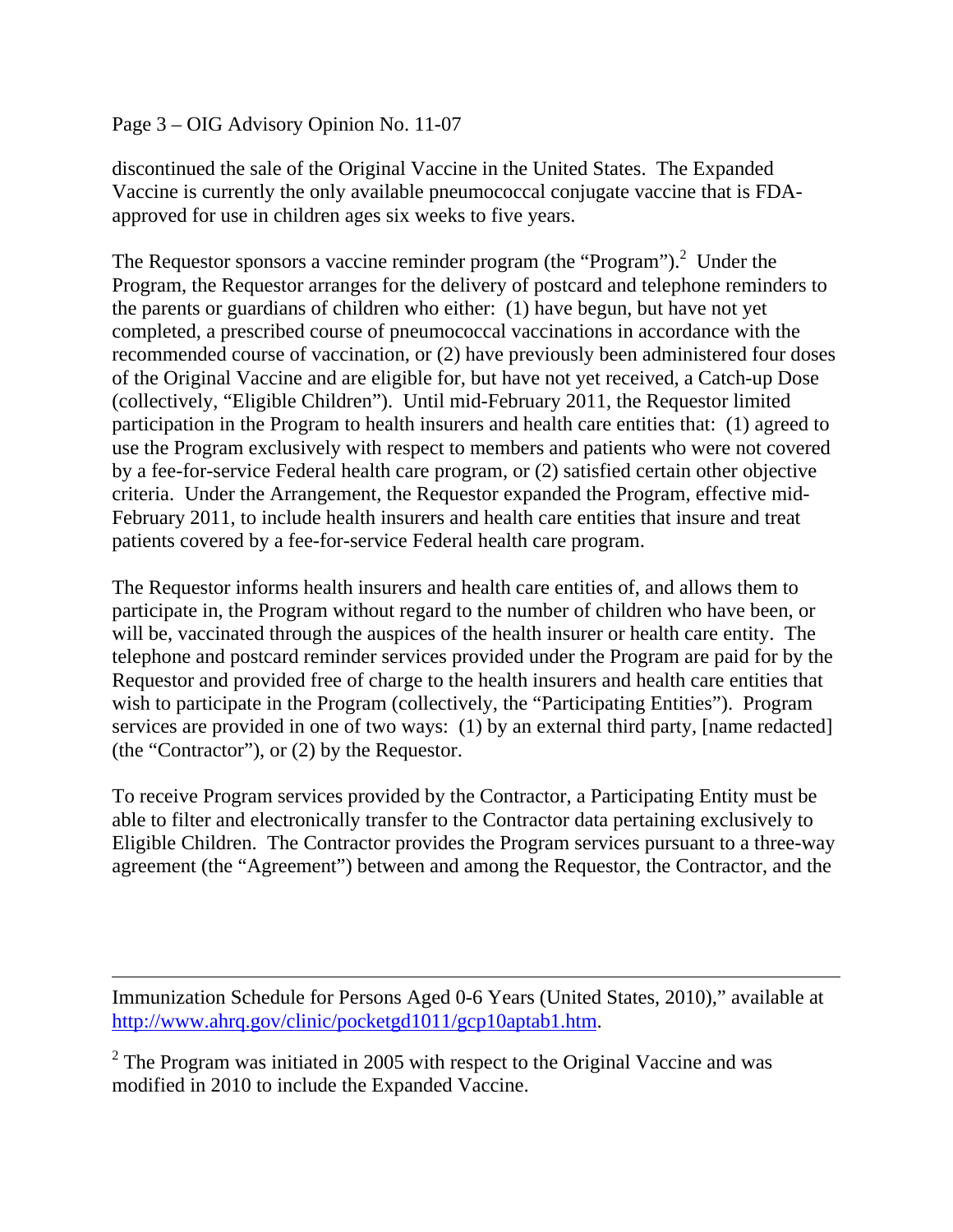discontinued the sale of the Original Vaccine in the United States. The Expanded Vaccine is currently the only available pneumococcal conjugate vaccine that is FDA-approved for use in children ages six weeks to five years.

The Requestor sponsors a vaccine reminder program (the "Program").[2] Under the Program, the Requestor arranges for the delivery of postcard and telephone reminders to the parents or guardians of children who either: (1) have begun, but have not yet completed, a prescribed course of pneumococcal vaccinations in accordance with the recommended course of vaccination, or (2) have previously been administered four doses of the Original Vaccine and are eligible for, but have not yet received, a Catch-up Dose (collectively, "Eligible Children"). Until mid-February 2011, the Requestor limited participation in the Program to health insurers and health care entities that: (1) agreed to use the Program exclusively with respect to members and patients who were not covered by a fee-for-service Federal health care program, or (2) satisfied certain other objective criteria. Under the Arrangement, the Requestor expanded the Program, effective mid-February 2011, to include health insurers and health care entities that insure and treat patients covered by a fee-for-service Federal health care program.

The Requestor informs health insurers and health care entities of, and allows them to participate in, the Program without regard to the number of children who have been, or will be, vaccinated through the auspices of the health insurer or health care entity. The telephone and postcard reminder services provided under the Program are paid for by the Requestor and provided free of charge to the health insurers and health care entities that wish to participate in the Program (collectively, the "Participating Entities"). Program services are provided in one of two ways: (1) by an external third party, [name redacted] (the "Contractor"), or (2) by the Requestor.

To receive Program services provided by the Contractor, a Participating Entity must be able to filter and electronically transfer to the Contractor data pertaining exclusively to Eligible Children. The Contractor provides the Program services pursuant to a three-way agreement (the "Agreement") between and among the Requestor, the Contractor, and the

---

Immunization Schedule for Persons Aged 0-6 Years (United States, 2010)," available at http://www.ahrq.gov/clinic/pocketgd1011/gcp10aptab1.htm.

[2] The Program was initiated in 2005 with respect to the Original Vaccine and was modified in 2010 to include the Expanded Vaccine.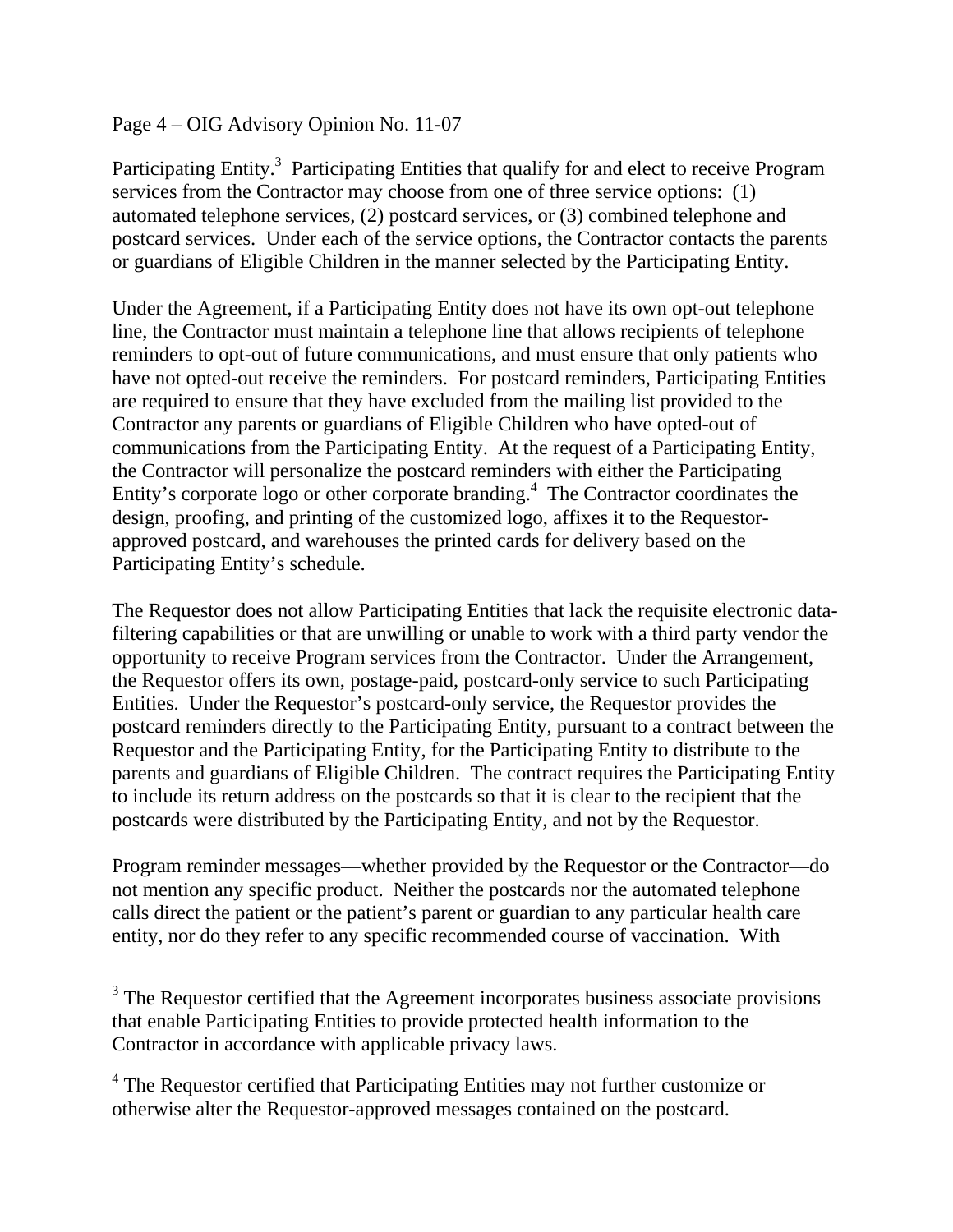Participating Entity.[3] Participating Entities that qualify for and elect to receive Program services from the Contractor may choose from one of three service options: (1) automated telephone services, (2) postcard services, or (3) combined telephone and postcard services. Under each of the service options, the Contractor contacts the parents or guardians of Eligible Children in the manner selected by the Participating Entity.

Under the Agreement, if a Participating Entity does not have its own opt-out telephone line, the Contractor must maintain a telephone line that allows recipients of telephone reminders to opt-out of future communications, and must ensure that only patients who have not opted-out receive the reminders. For postcard reminders, Participating Entities are required to ensure that they have excluded from the mailing list provided to the Contractor any parents or guardians of Eligible Children who have opted-out of communications from the Participating Entity. At the request of a Participating Entity, the Contractor will personalize the postcard reminders with either the Participating Entity's corporate logo or other corporate branding.[4] The Contractor coordinates the design, proofing, and printing of the customized logo, affixes it to the Requestor-approved postcard, and warehouses the printed cards for delivery based on the Participating Entity's schedule.

The Requestor does not allow Participating Entities that lack the requisite electronic data-filtering capabilities or that are unwilling or unable to work with a third party vendor the opportunity to receive Program services from the Contractor. Under the Arrangement, the Requestor offers its own, postage-paid, postcard-only service to such Participating Entities. Under the Requestor's postcard-only service, the Requestor provides the postcard reminders directly to the Participating Entity, pursuant to a contract between the Requestor and the Participating Entity, for the Participating Entity to distribute to the parents and guardians of Eligible Children. The contract requires the Participating Entity to include its return address on the postcards so that it is clear to the recipient that the postcards were distributed by the Participating Entity, and not by the Requestor.

Program reminder messages—whether provided by the Requestor or the Contractor—do not mention any specific product. Neither the postcards nor the automated telephone calls direct the patient or the patient's parent or guardian to any particular health care entity, nor do they refer to any specific recommended course of vaccination. With

---

[3] The Requestor certified that the Agreement incorporates business associate provisions that enable Participating Entities to provide protected health information to the Contractor in accordance with applicable privacy laws.

[4] The Requestor certified that Participating Entities may not further customize or otherwise alter the Requestor-approved messages contained on the postcard.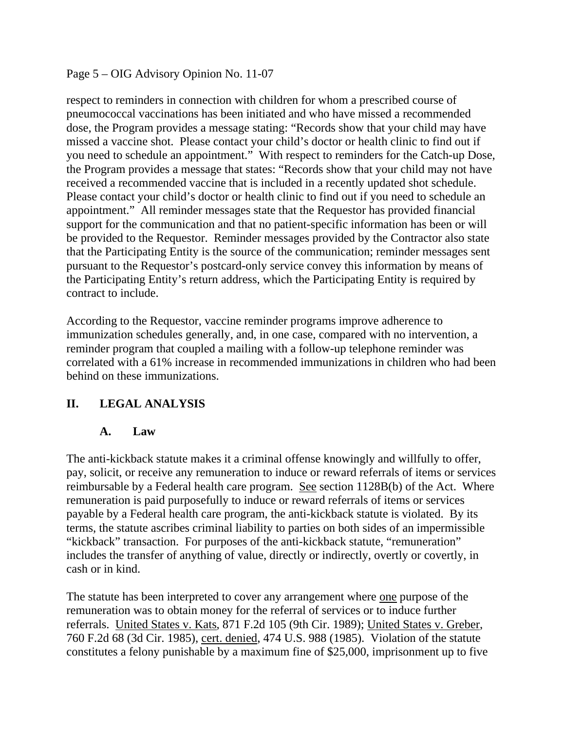respect to reminders in connection with children for whom a prescribed course of pneumococcal vaccinations has been initiated and who have missed a recommended dose, the Program provides a message stating: "Records show that your child may have missed a vaccine shot. Please contact your child's doctor or health clinic to find out if you need to schedule an appointment." With respect to reminders for the Catch-up Dose, the Program provides a message that states: "Records show that your child may not have received a recommended vaccine that is included in a recently updated shot schedule. Please contact your child's doctor or health clinic to find out if you need to schedule an appointment." All reminder messages state that the Requestor has provided financial support for the communication and that no patient-specific information has been or will be provided to the Requestor. Reminder messages provided by the Contractor also state that the Participating Entity is the source of the communication; reminder messages sent pursuant to the Requestor's postcard-only service convey this information by means of the Participating Entity's return address, which the Participating Entity is required by contract to include.

According to the Requestor, vaccine reminder programs improve adherence to immunization schedules generally, and, in one case, compared with no intervention, a reminder program that coupled a mailing with a follow-up telephone reminder was correlated with a 61% increase in recommended immunizations in children who had been behind on these immunizations.

## II. LEGAL ANALYSIS

### A. Law

The anti-kickback statute makes it a criminal offense knowingly and willfully to offer, pay, solicit, or receive any remuneration to induce or reward referrals of items or services reimbursable by a Federal health care program. See section 1128B(b) of the Act. Where remuneration is paid purposefully to induce or reward referrals of items or services payable by a Federal health care program, the anti-kickback statute is violated. By its terms, the statute ascribes criminal liability to parties on both sides of an impermissible "kickback" transaction. For purposes of the anti-kickback statute, "remuneration" includes the transfer of anything of value, directly or indirectly, overtly or covertly, in cash or in kind.

The statute has been interpreted to cover any arrangement where one purpose of the remuneration was to obtain money for the referral of services or to induce further referrals. United States v. Kats, 871 F.2d 105 (9th Cir. 1989); United States v. Greber, 760 F.2d 68 (3d Cir. 1985), cert. denied, 474 U.S. 988 (1985). Violation of the statute constitutes a felony punishable by a maximum fine of $25,000, imprisonment up to five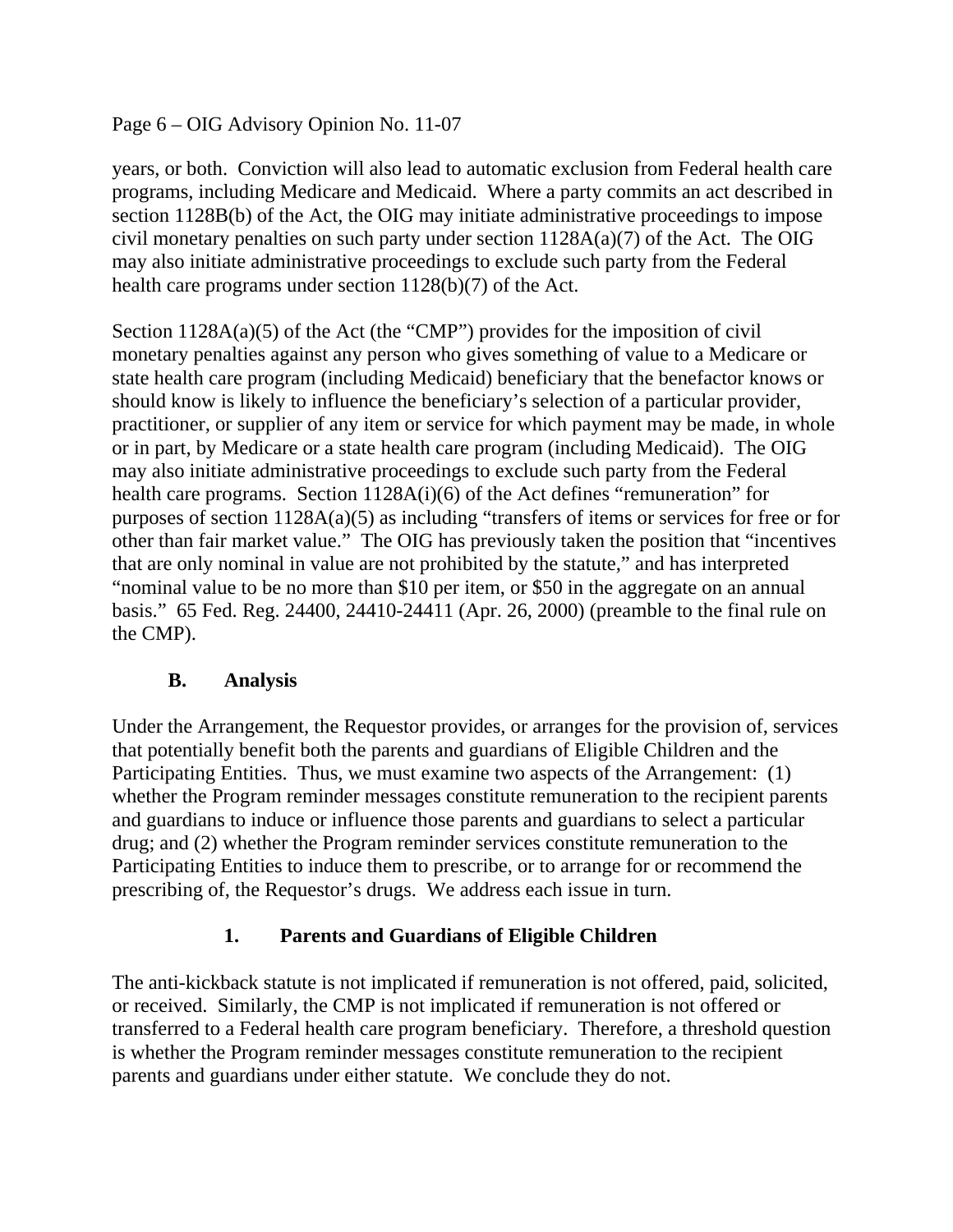years, or both. Conviction will also lead to automatic exclusion from Federal health care programs, including Medicare and Medicaid. Where a party commits an act described in section 1128B(b) of the Act, the OIG may initiate administrative proceedings to impose civil monetary penalties on such party under section 1128A(a)(7) of the Act. The OIG may also initiate administrative proceedings to exclude such party from the Federal health care programs under section 1128(b)(7) of the Act.

Section 1128A(a)(5) of the Act (the "CMP") provides for the imposition of civil monetary penalties against any person who gives something of value to a Medicare or state health care program (including Medicaid) beneficiary that the benefactor knows or should know is likely to influence the beneficiary's selection of a particular provider, practitioner, or supplier of any item or service for which payment may be made, in whole or in part, by Medicare or a state health care program (including Medicaid). The OIG may also initiate administrative proceedings to exclude such party from the Federal health care programs. Section 1128A(i)(6) of the Act defines "remuneration" for purposes of section 1128A(a)(5) as including "transfers of items or services for free or for other than fair market value." The OIG has previously taken the position that "incentives that are only nominal in value are not prohibited by the statute," and has interpreted "nominal value to be no more than $10 per item, or $50 in the aggregate on an annual basis." 65 Fed. Reg. 24400, 24410-24411 (Apr. 26, 2000) (preamble to the final rule on the CMP).

## B. Analysis

Under the Arrangement, the Requestor provides, or arranges for the provision of, services that potentially benefit both the parents and guardians of Eligible Children and the Participating Entities. Thus, we must examine two aspects of the Arrangement: (1) whether the Program reminder messages constitute remuneration to the recipient parents and guardians to induce or influence those parents and guardians to select a particular drug; and (2) whether the Program reminder services constitute remuneration to the Participating Entities to induce them to prescribe, or to arrange for or recommend the prescribing of, the Requestor's drugs. We address each issue in turn.

### 1. Parents and Guardians of Eligible Children

The anti-kickback statute is not implicated if remuneration is not offered, paid, solicited, or received. Similarly, the CMP is not implicated if remuneration is not offered or transferred to a Federal health care program beneficiary. Therefore, a threshold question is whether the Program reminder messages constitute remuneration to the recipient parents and guardians under either statute. We conclude they do not.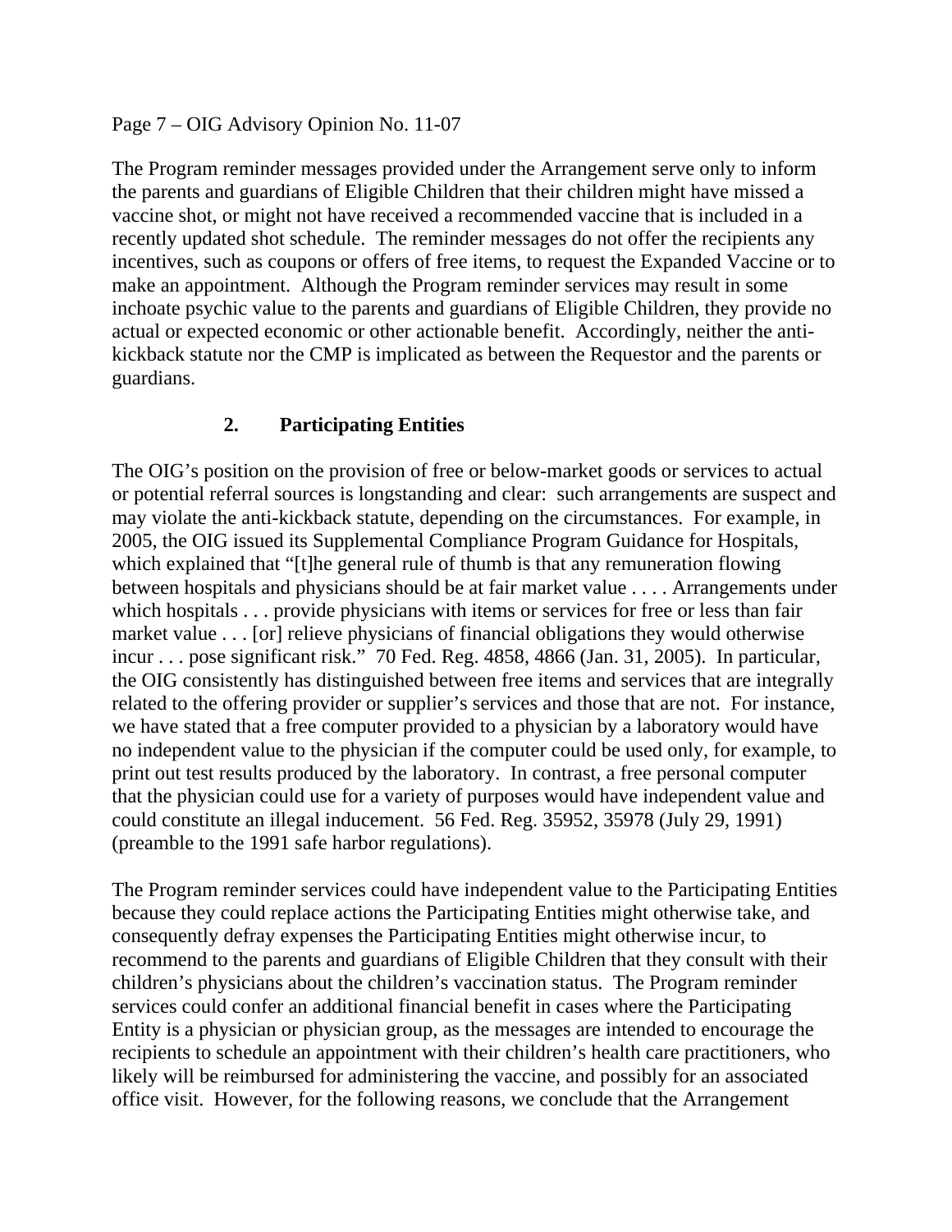The Program reminder messages provided under the Arrangement serve only to inform the parents and guardians of Eligible Children that their children might have missed a vaccine shot, or might not have received a recommended vaccine that is included in a recently updated shot schedule. The reminder messages do not offer the recipients any incentives, such as coupons or offers of free items, to request the Expanded Vaccine or to make an appointment. Although the Program reminder services may result in some inchoate psychic value to the parents and guardians of Eligible Children, they provide no actual or expected economic or other actionable benefit. Accordingly, neither the anti-kickback statute nor the CMP is implicated as between the Requestor and the parents or guardians.

### 2. Participating Entities

The OIG's position on the provision of free or below-market goods or services to actual or potential referral sources is longstanding and clear: such arrangements are suspect and may violate the anti-kickback statute, depending on the circumstances. For example, in 2005, the OIG issued its Supplemental Compliance Program Guidance for Hospitals, which explained that "[t]he general rule of thumb is that any remuneration flowing between hospitals and physicians should be at fair market value . . . . Arrangements under which hospitals . . . provide physicians with items or services for free or less than fair market value . . . [or] relieve physicians of financial obligations they would otherwise incur . . . pose significant risk." 70 Fed. Reg. 4858, 4866 (Jan. 31, 2005). In particular, the OIG consistently has distinguished between free items and services that are integrally related to the offering provider or supplier's services and those that are not. For instance, we have stated that a free computer provided to a physician by a laboratory would have no independent value to the physician if the computer could be used only, for example, to print out test results produced by the laboratory. In contrast, a free personal computer that the physician could use for a variety of purposes would have independent value and could constitute an illegal inducement. 56 Fed. Reg. 35952, 35978 (July 29, 1991) (preamble to the 1991 safe harbor regulations).

The Program reminder services could have independent value to the Participating Entities because they could replace actions the Participating Entities might otherwise take, and consequently defray expenses the Participating Entities might otherwise incur, to recommend to the parents and guardians of Eligible Children that they consult with their children's physicians about the children's vaccination status. The Program reminder services could confer an additional financial benefit in cases where the Participating Entity is a physician or physician group, as the messages are intended to encourage the recipients to schedule an appointment with their children's health care practitioners, who likely will be reimbursed for administering the vaccine, and possibly for an associated office visit. However, for the following reasons, we conclude that the Arrangement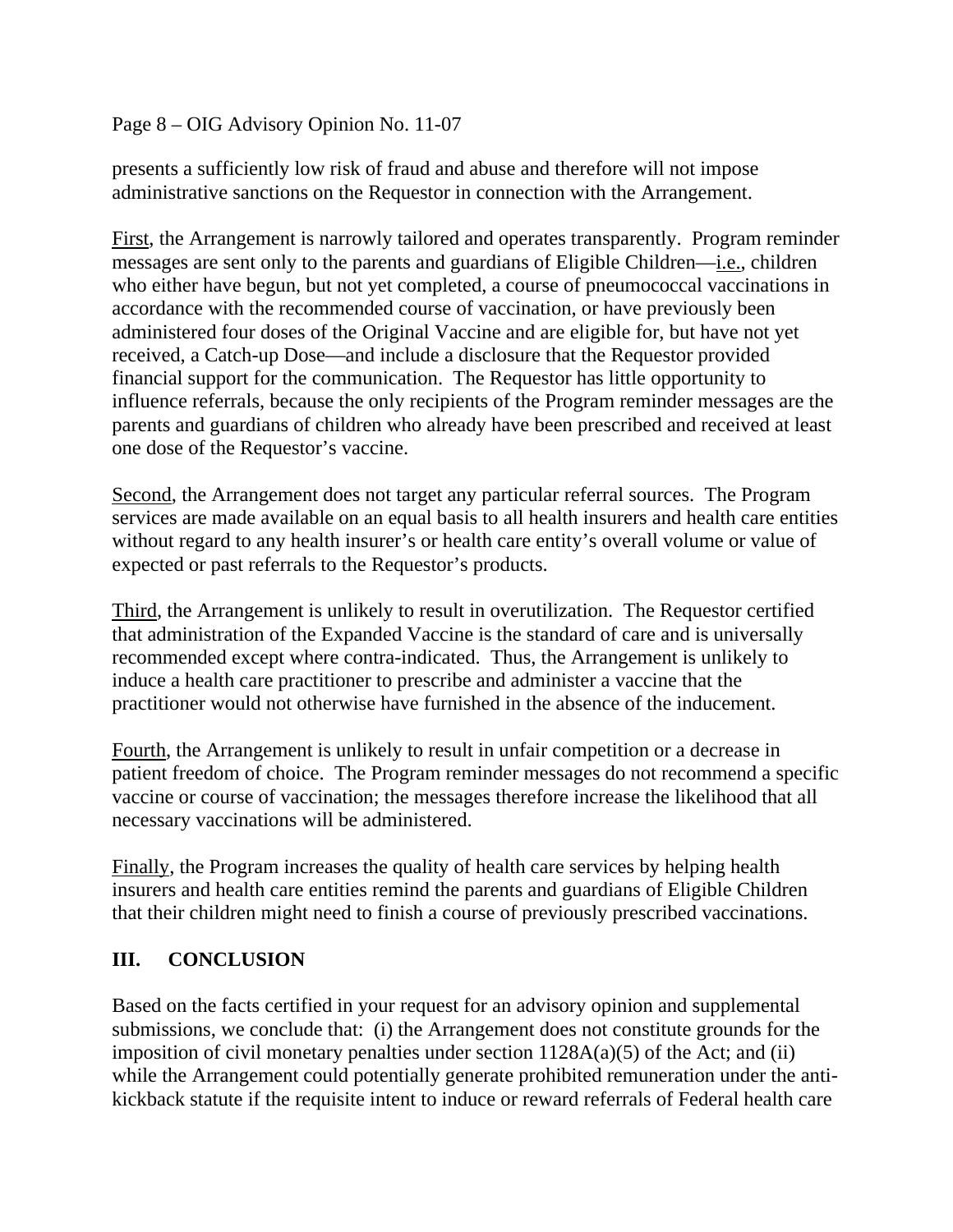presents a sufficiently low risk of fraud and abuse and therefore will not impose administrative sanctions on the Requestor in connection with the Arrangement.

First, the Arrangement is narrowly tailored and operates transparently. Program reminder messages are sent only to the parents and guardians of Eligible Children—i.e., children who either have begun, but not yet completed, a course of pneumococcal vaccinations in accordance with the recommended course of vaccination, or have previously been administered four doses of the Original Vaccine and are eligible for, but have not yet received, a Catch-up Dose—and include a disclosure that the Requestor provided financial support for the communication. The Requestor has little opportunity to influence referrals, because the only recipients of the Program reminder messages are the parents and guardians of children who already have been prescribed and received at least one dose of the Requestor's vaccine.

Second, the Arrangement does not target any particular referral sources. The Program services are made available on an equal basis to all health insurers and health care entities without regard to any health insurer's or health care entity's overall volume or value of expected or past referrals to the Requestor's products.

Third, the Arrangement is unlikely to result in overutilization. The Requestor certified that administration of the Expanded Vaccine is the standard of care and is universally recommended except where contra-indicated. Thus, the Arrangement is unlikely to induce a health care practitioner to prescribe and administer a vaccine that the practitioner would not otherwise have furnished in the absence of the inducement.

Fourth, the Arrangement is unlikely to result in unfair competition or a decrease in patient freedom of choice. The Program reminder messages do not recommend a specific vaccine or course of vaccination; the messages therefore increase the likelihood that all necessary vaccinations will be administered.

Finally, the Program increases the quality of health care services by helping health insurers and health care entities remind the parents and guardians of Eligible Children that their children might need to finish a course of previously prescribed vaccinations.

## III. CONCLUSION

Based on the facts certified in your request for an advisory opinion and supplemental submissions, we conclude that: (i) the Arrangement does not constitute grounds for the imposition of civil monetary penalties under section 1128A(a)(5) of the Act; and (ii) while the Arrangement could potentially generate prohibited remuneration under the anti-kickback statute if the requisite intent to induce or reward referrals of Federal health care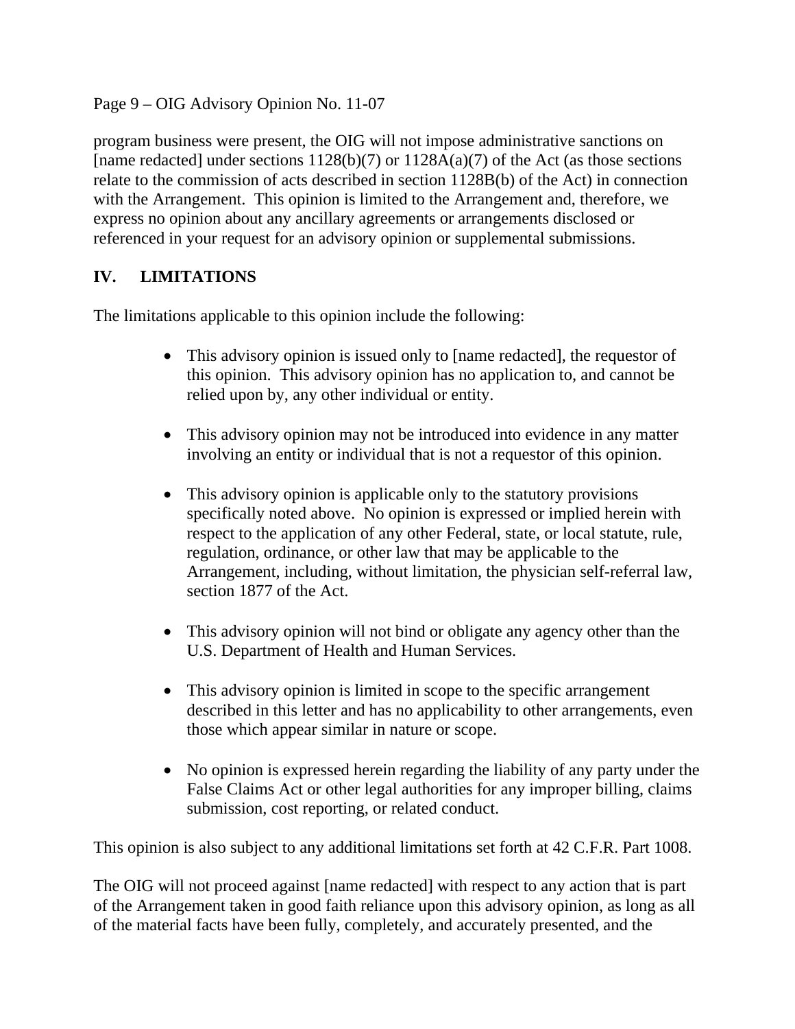program business were present, the OIG will not impose administrative sanctions on [name redacted] under sections 1128(b)(7) or 1128A(a)(7) of the Act (as those sections relate to the commission of acts described in section 1128B(b) of the Act) in connection with the Arrangement. This opinion is limited to the Arrangement and, therefore, we express no opinion about any ancillary agreements or arrangements disclosed or referenced in your request for an advisory opinion or supplemental submissions.

## IV. LIMITATIONS

The limitations applicable to this opinion include the following:

- This advisory opinion is issued only to [name redacted], the requestor of this opinion. This advisory opinion has no application to, and cannot be relied upon by, any other individual or entity.
- This advisory opinion may not be introduced into evidence in any matter involving an entity or individual that is not a requestor of this opinion.
- This advisory opinion is applicable only to the statutory provisions specifically noted above. No opinion is expressed or implied herein with respect to the application of any other Federal, state, or local statute, rule, regulation, ordinance, or other law that may be applicable to the Arrangement, including, without limitation, the physician self-referral law, section 1877 of the Act.
- This advisory opinion will not bind or obligate any agency other than the U.S. Department of Health and Human Services.
- This advisory opinion is limited in scope to the specific arrangement described in this letter and has no applicability to other arrangements, even those which appear similar in nature or scope.
- No opinion is expressed herein regarding the liability of any party under the False Claims Act or other legal authorities for any improper billing, claims submission, cost reporting, or related conduct.

This opinion is also subject to any additional limitations set forth at 42 C.F.R. Part 1008.

The OIG will not proceed against [name redacted] with respect to any action that is part of the Arrangement taken in good faith reliance upon this advisory opinion, as long as all of the material facts have been fully, completely, and accurately presented, and the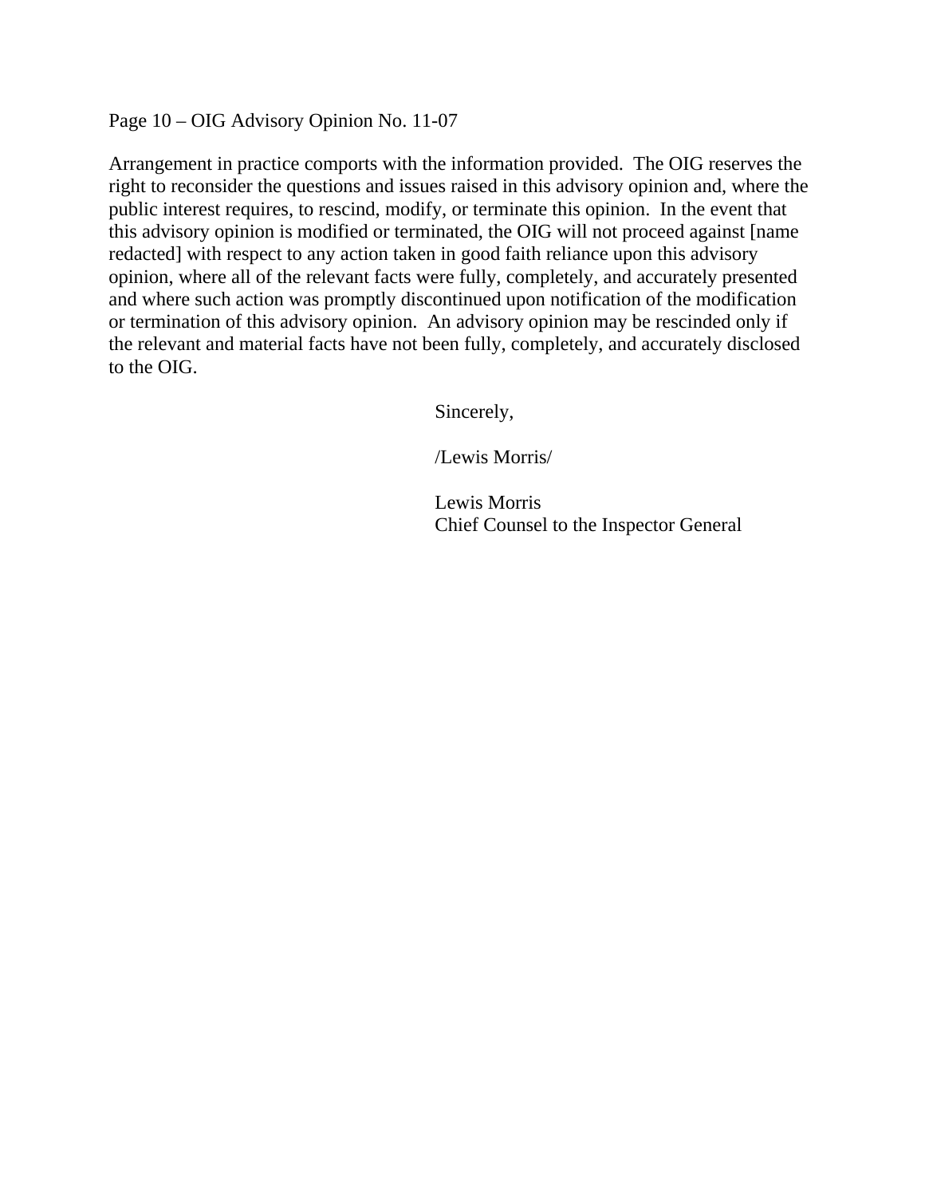Arrangement in practice comports with the information provided. The OIG reserves the right to reconsider the questions and issues raised in this advisory opinion and, where the public interest requires, to rescind, modify, or terminate this opinion. In the event that this advisory opinion is modified or terminated, the OIG will not proceed against [name redacted] with respect to any action taken in good faith reliance upon this advisory opinion, where all of the relevant facts were fully, completely, and accurately presented and where such action was promptly discontinued upon notification of the modification or termination of this advisory opinion. An advisory opinion may be rescinded only if the relevant and material facts have not been fully, completely, and accurately disclosed to the OIG.

Sincerely,

/Lewis Morris/

Lewis Morris
Chief Counsel to the Inspector General